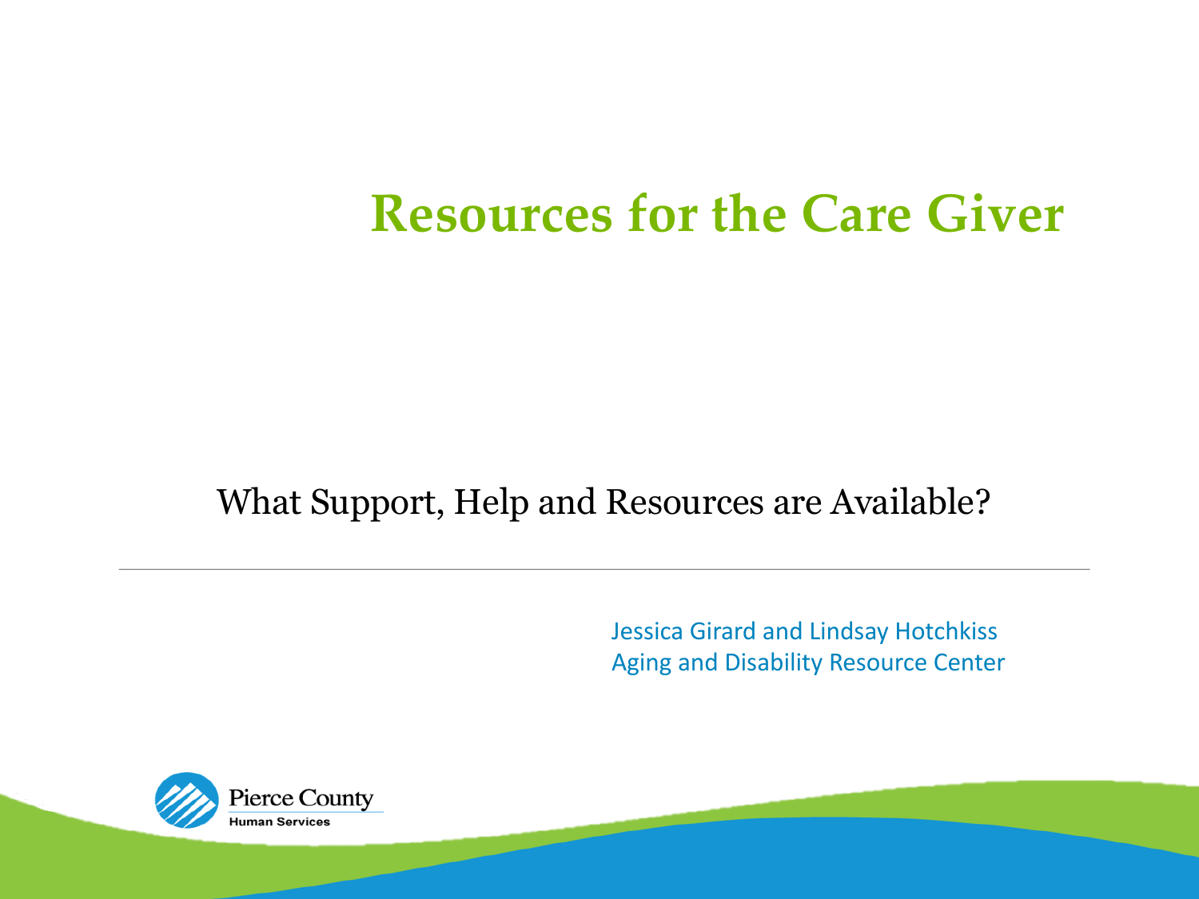# Resources for the Care Giver

What Support, Help and Resources are Available?

---

Jessica Girard and Lindsay Hotchkiss
Aging and Disability Resource Center

Pierce County
Human Services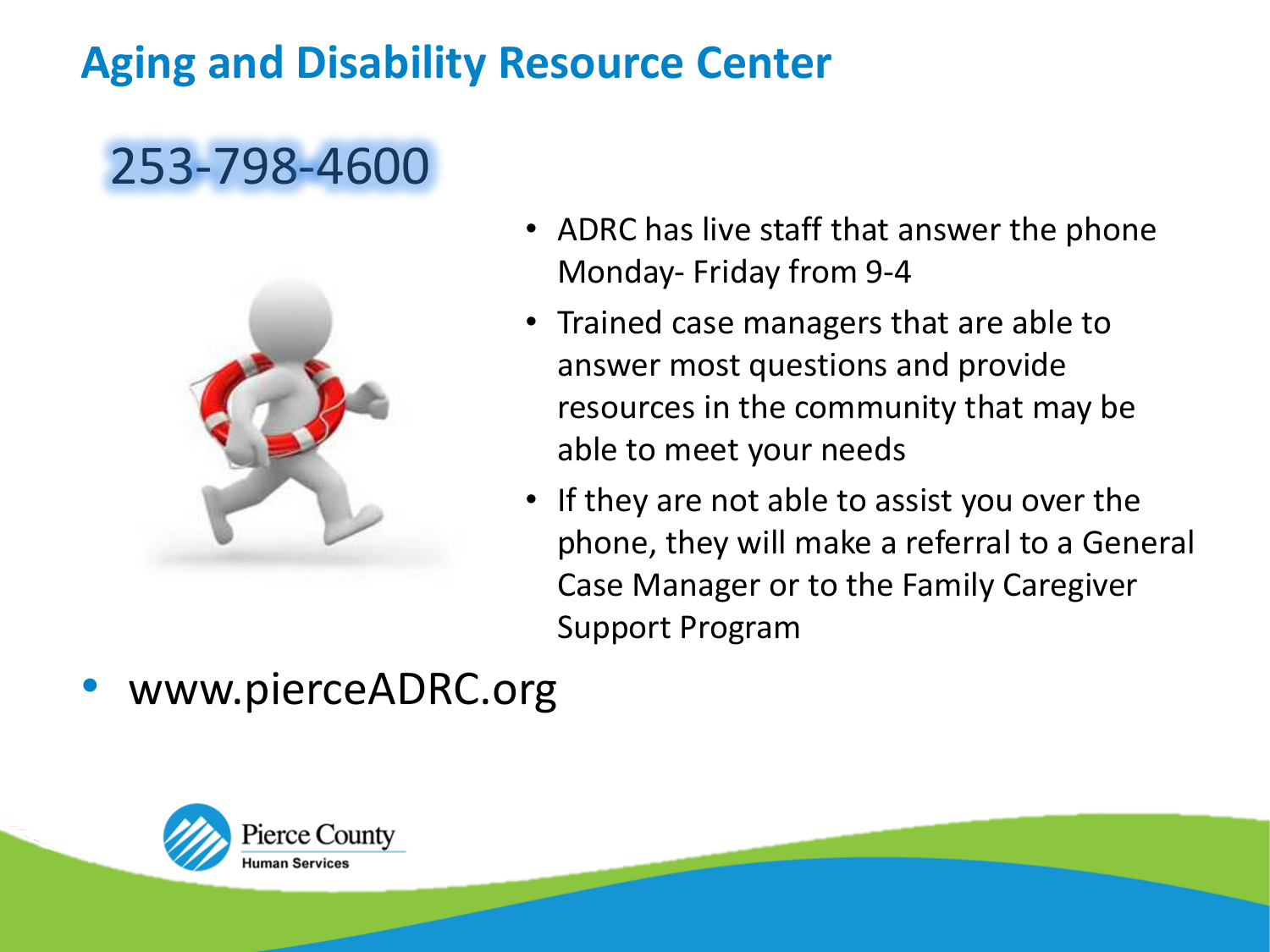# Aging and Disability Resource Center

## 253-798-4600

- ADRC has live staff that answer the phone Monday- Friday from 9-4
- Trained case managers that are able to answer most questions and provide resources in the community that may be able to meet your needs
- If they are not able to assist you over the phone, they will make a referral to a General Case Manager or to the Family Caregiver Support Program

- www.pierceADRC.org

Pierce County
Human Services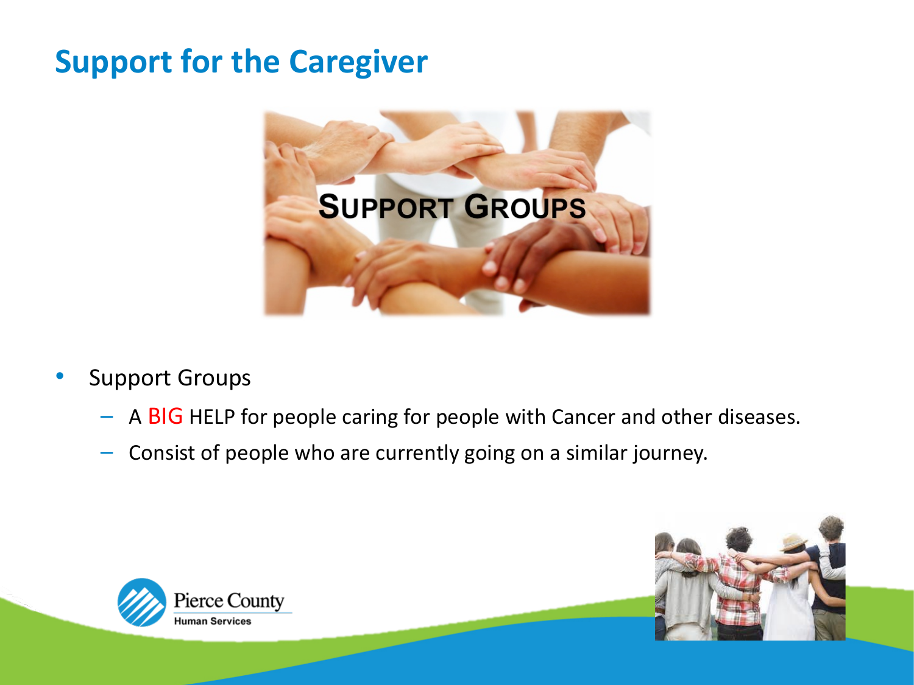# Support for the Caregiver

- Support Groups
  - A BIG HELP for people caring for people with Cancer and other diseases.
  - Consist of people who are currently going on a similar journey.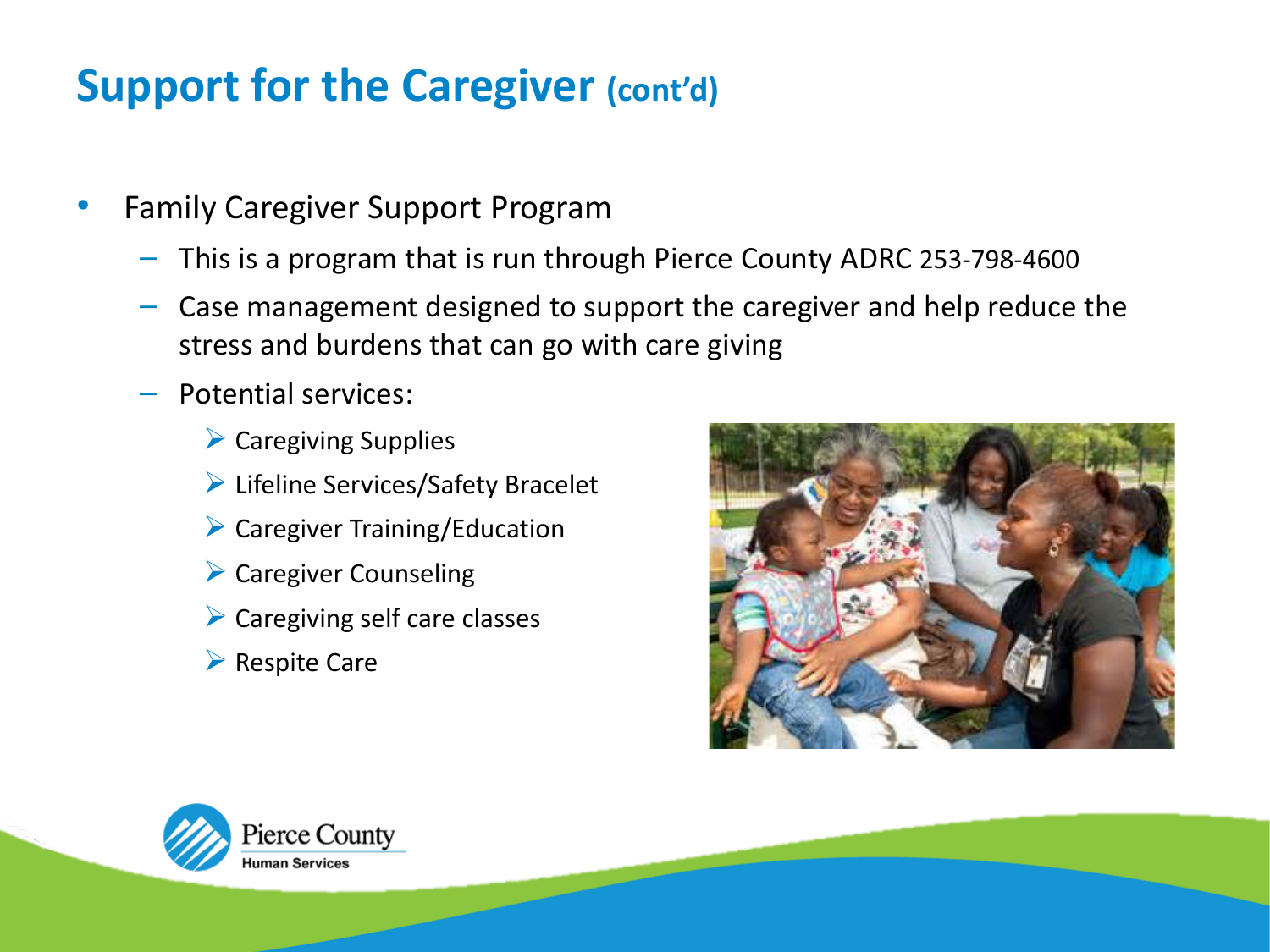# Support for the Caregiver (cont'd)

- Family Caregiver Support Program
  - This is a program that is run through Pierce County ADRC 253-798-4600
  - Case management designed to support the caregiver and help reduce the stress and burdens that can go with care giving
  - Potential services:
    - Caregiving Supplies
    - Lifeline Services/Safety Bracelet
    - Caregiver Training/Education
    - Caregiver Counseling
    - Caregiving self care classes
    - Respite Care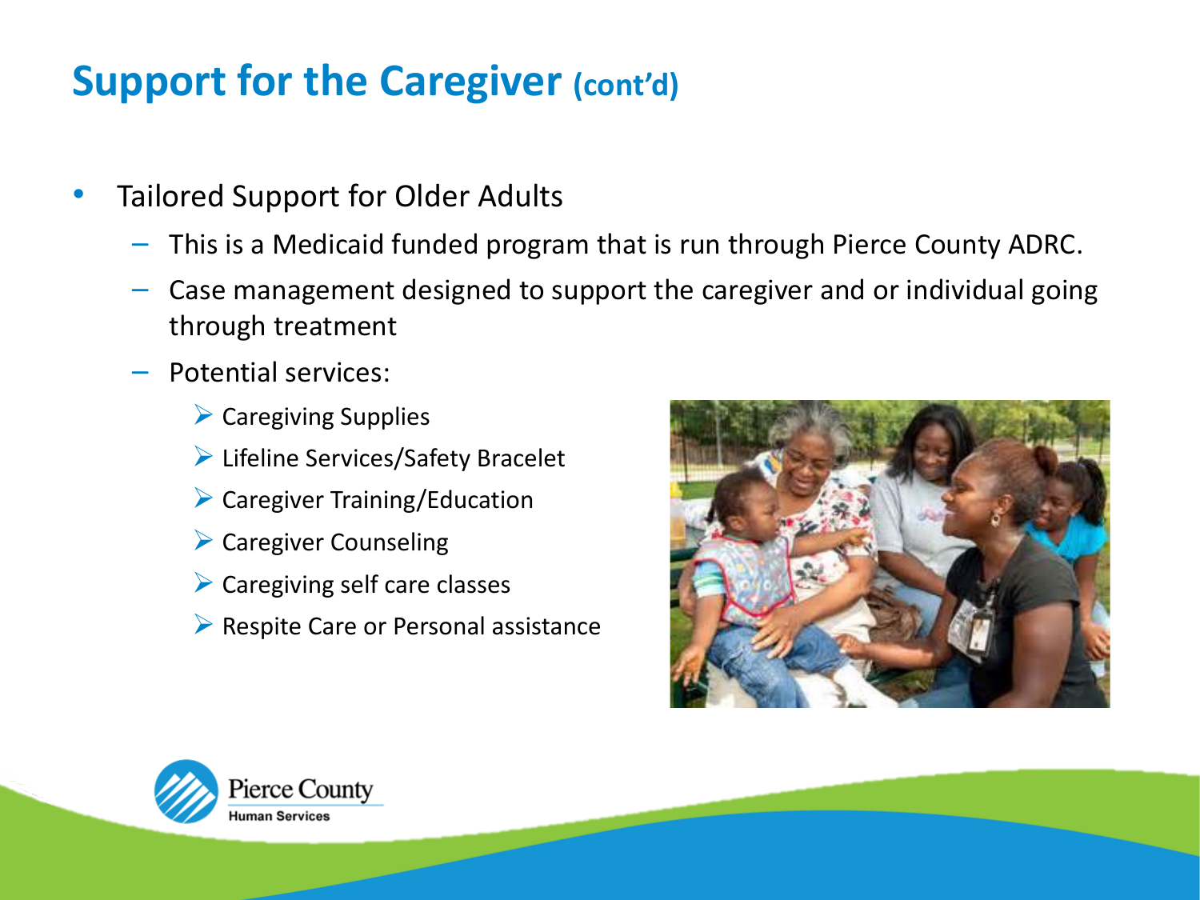# Support for the Caregiver (cont'd)

- Tailored Support for Older Adults
  - This is a Medicaid funded program that is run through Pierce County ADRC.
  - Case management designed to support the caregiver and or individual going through treatment
  - Potential services:
    - Caregiving Supplies
    - Lifeline Services/Safety Bracelet
    - Caregiver Training/Education
    - Caregiver Counseling
    - Caregiving self care classes
    - Respite Care or Personal assistance

Pierce County Human Services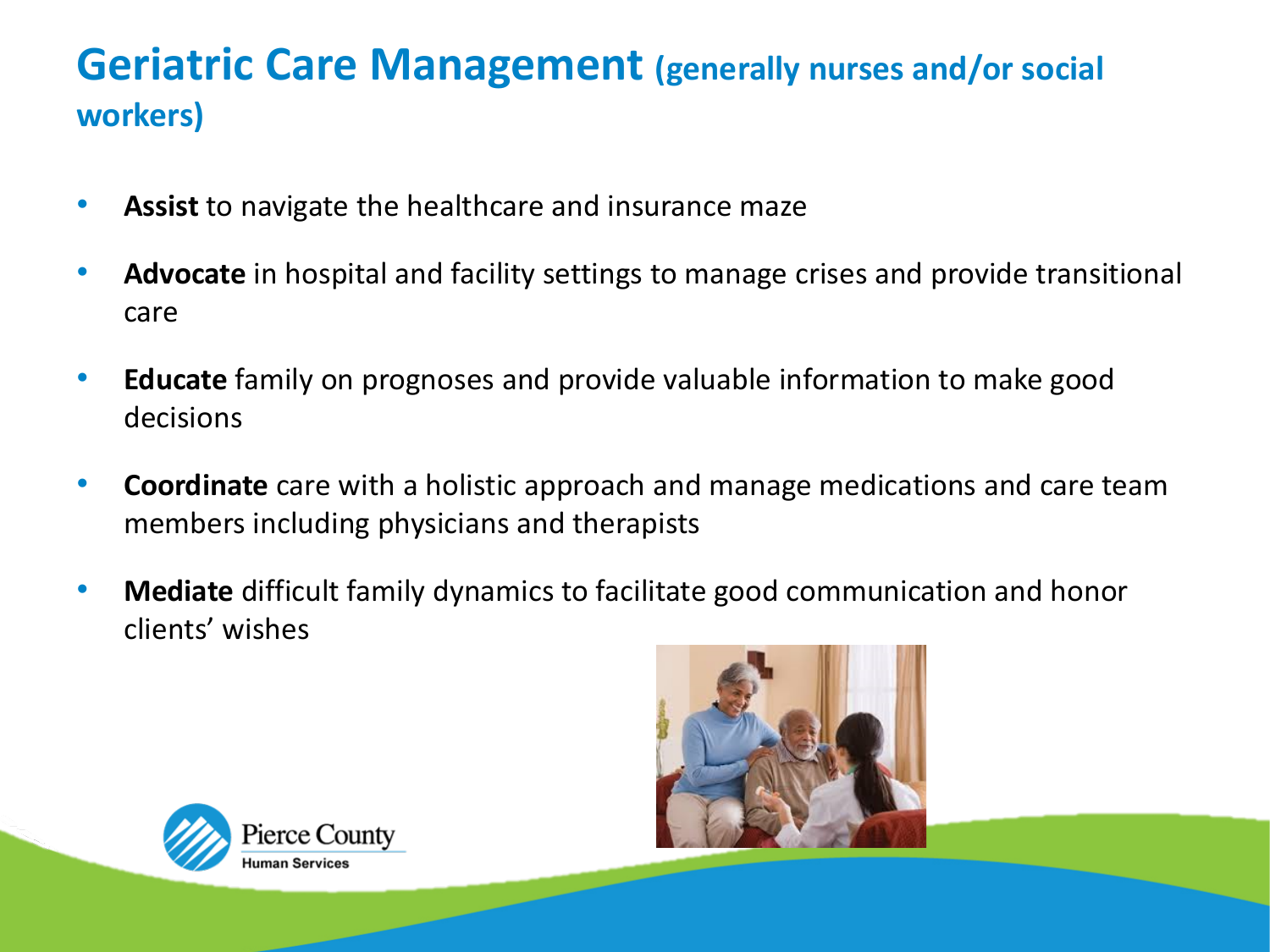# Geriatric Care Management (generally nurses and/or social workers)

- **Assist** to navigate the healthcare and insurance maze
- **Advocate** in hospital and facility settings to manage crises and provide transitional care
- **Educate** family on prognoses and provide valuable information to make good decisions
- **Coordinate** care with a holistic approach and manage medications and care team members including physicians and therapists
- **Mediate** difficult family dynamics to facilitate good communication and honor clients' wishes

Pierce County Human Services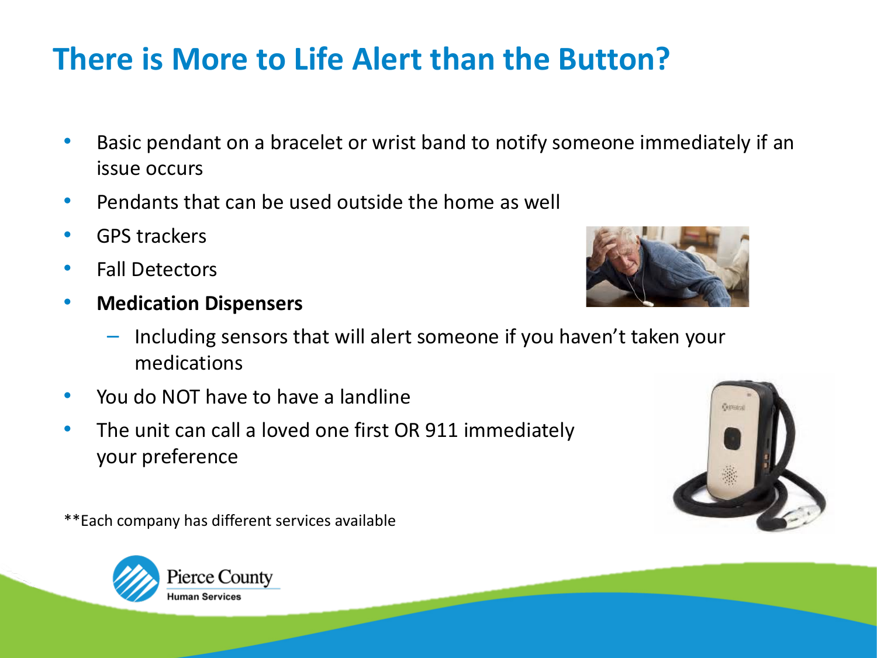# There is More to Life Alert than the Button?

- Basic pendant on a bracelet or wrist band to notify someone immediately if an issue occurs
- Pendants that can be used outside the home as well
- GPS trackers
- Fall Detectors
- **Medication Dispensers**
  - Including sensors that will alert someone if you haven't taken your medications
- You do NOT have to have a landline
- The unit can call a loved one first OR 911 immediately your preference

**Each company has different services available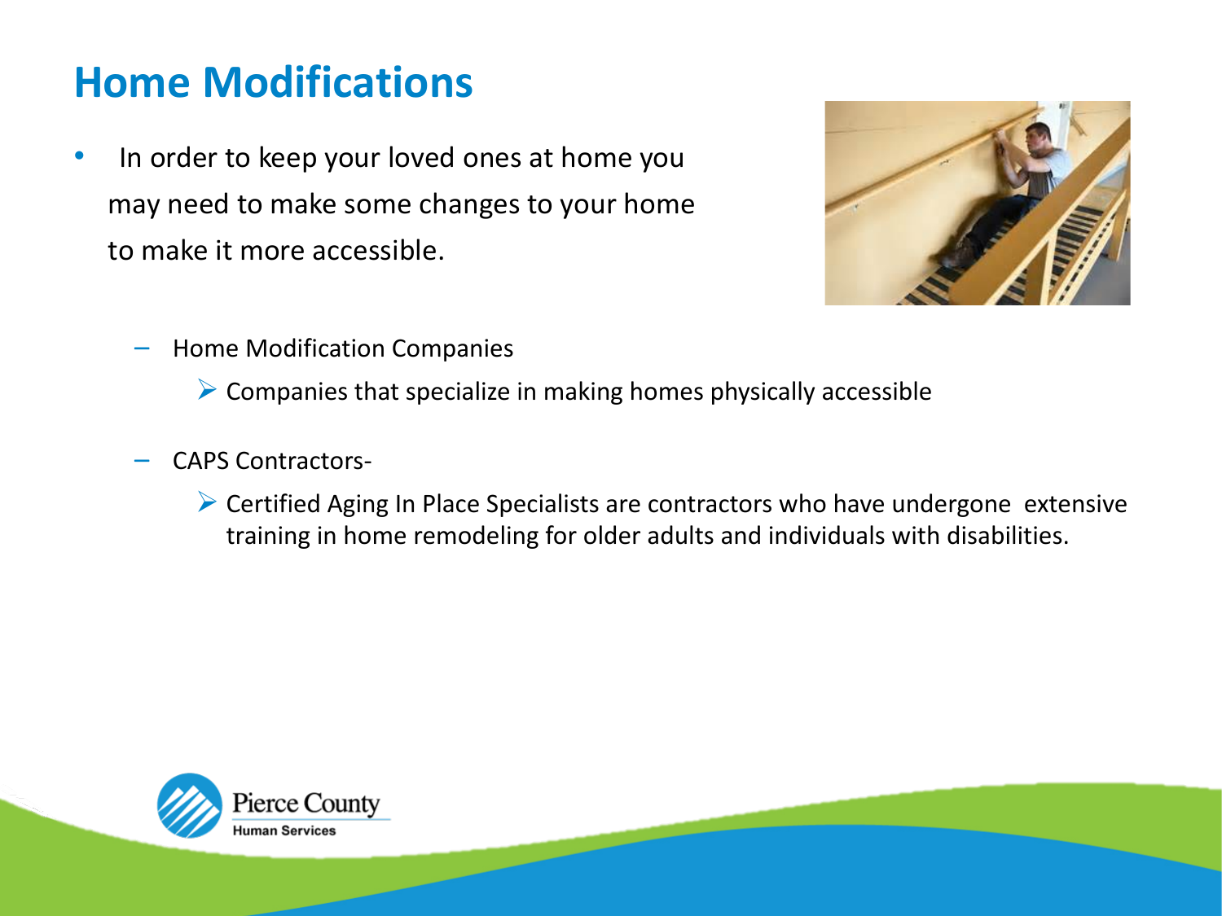# Home Modifications

- In order to keep your loved ones at home you may need to make some changes to your home to make it more accessible.
  - Home Modification Companies
    - Companies that specialize in making homes physically accessible
  - CAPS Contractors-
    - Certified Aging In Place Specialists are contractors who have undergone extensive training in home remodeling for older adults and individuals with disabilities.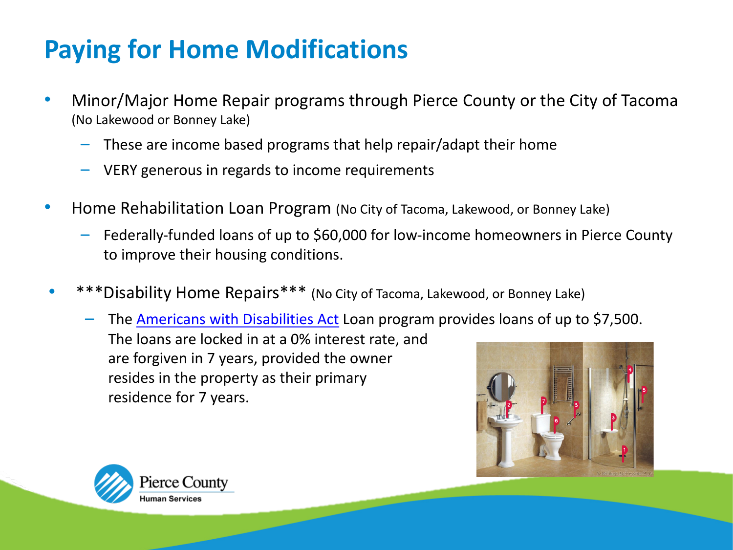# Paying for Home Modifications

- Minor/Major Home Repair programs through Pierce County or the City of Tacoma (No Lakewood or Bonney Lake)
  - These are income based programs that help repair/adapt their home
  - VERY generous in regards to income requirements
- Home Rehabilitation Loan Program (No City of Tacoma, Lakewood, or Bonney Lake)
  - Federally-funded loans of up to $60,000 for low-income homeowners in Pierce County to improve their housing conditions.
- ***Disability Home Repairs*** (No City of Tacoma, Lakewood, or Bonney Lake)
  - The Americans with Disabilities Act Loan program provides loans of up to $7,500. The loans are locked in at a 0% interest rate, and are forgiven in 7 years, provided the owner resides in the property as their primary residence for 7 years.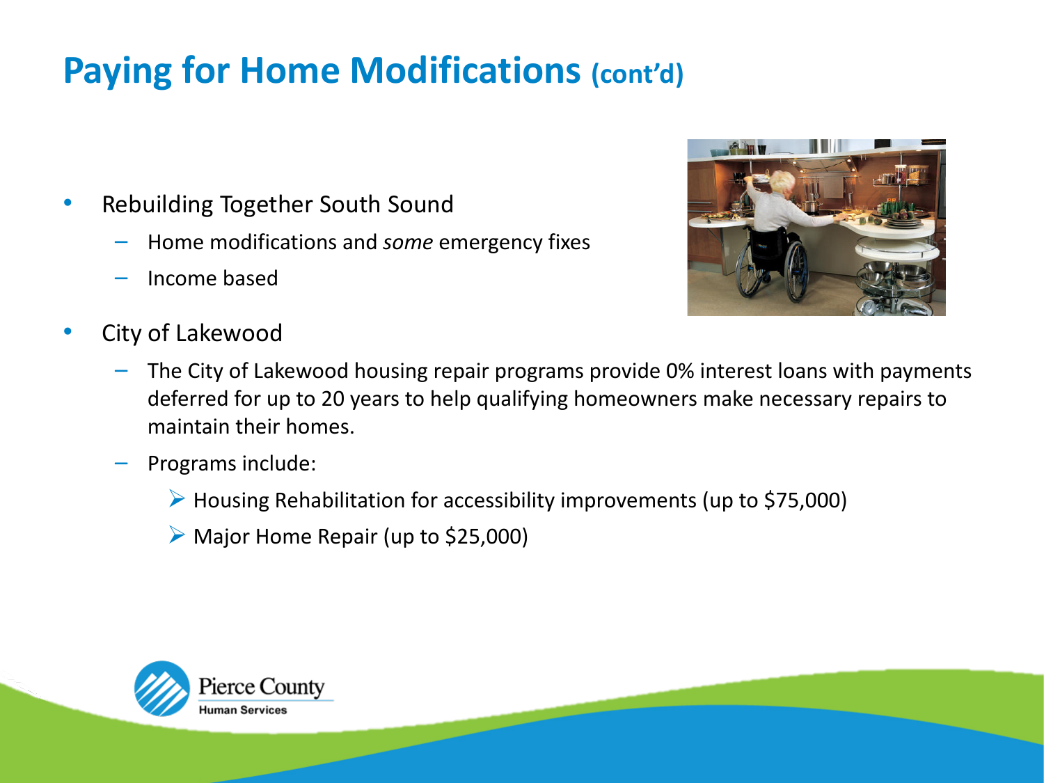# Paying for Home Modifications (cont'd)

- Rebuilding Together South Sound
  - Home modifications and *some* emergency fixes
  - Income based
- City of Lakewood
  - The City of Lakewood housing repair programs provide 0% interest loans with payments deferred for up to 20 years to help qualifying homeowners make necessary repairs to maintain their homes.
  - Programs include:
    - Housing Rehabilitation for accessibility improvements (up to $75,000)
    - Major Home Repair (up to $25,000)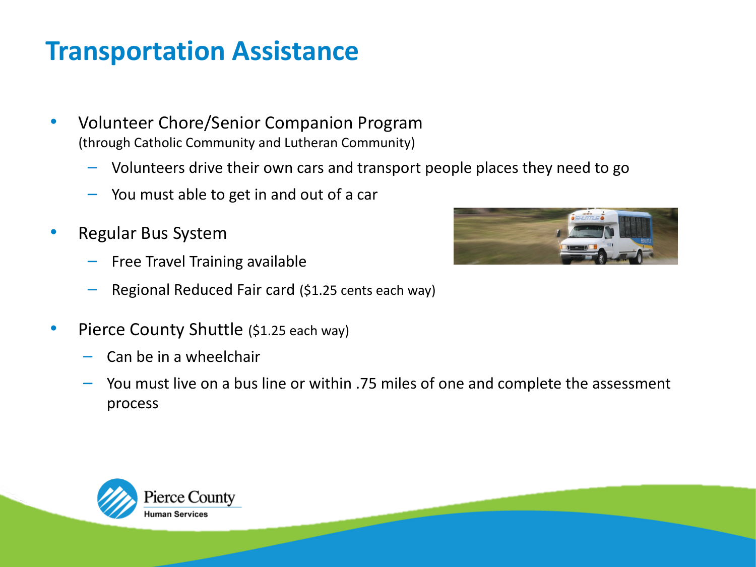# Transportation Assistance

- Volunteer Chore/Senior Companion Program (through Catholic Community and Lutheran Community)
  - Volunteers drive their own cars and transport people places they need to go
  - You must able to get in and out of a car
- Regular Bus System
  - Free Travel Training available
  - Regional Reduced Fair card ($1.25 cents each way)
- Pierce County Shuttle ($1.25 each way)
  - Can be in a wheelchair
  - You must live on a bus line or within .75 miles of one and complete the assessment process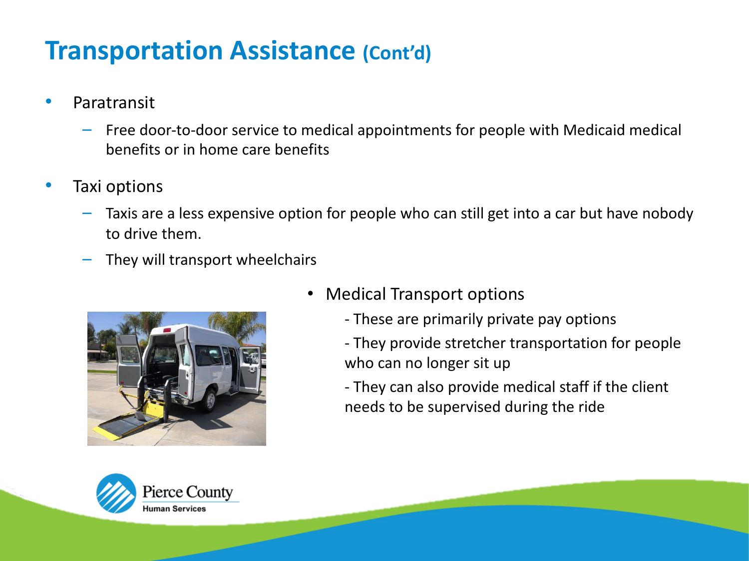# Transportation Assistance (Cont'd)

- Paratransit
  - Free door-to-door service to medical appointments for people with Medicaid medical benefits or in home care benefits
- Taxi options
  - Taxis are a less expensive option for people who can still get into a car but have nobody to drive them.
  - They will transport wheelchairs
- Medical Transport options
  - These are primarily private pay options
  - They provide stretcher transportation for people who can no longer sit up
  - They can also provide medical staff if the client needs to be supervised during the ride

Pierce County Human Services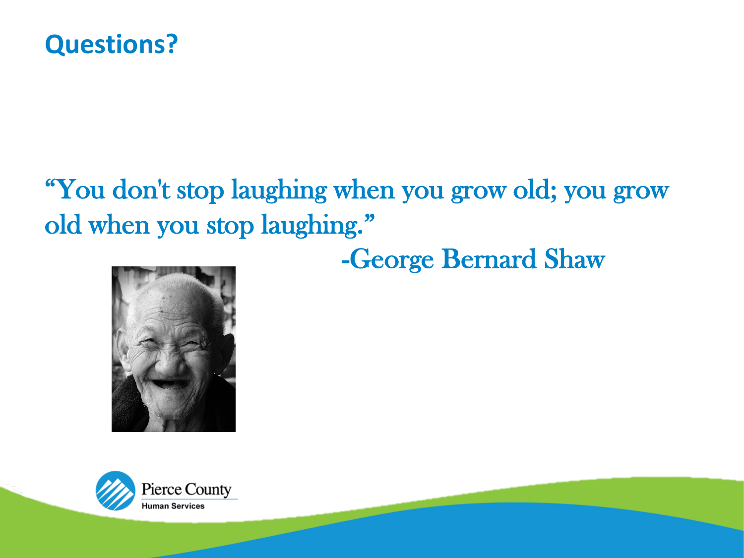## Questions?

"You don't stop laughing when you grow old; you grow old when you stop laughing."

-George Bernard Shaw

Pierce County
Human Services